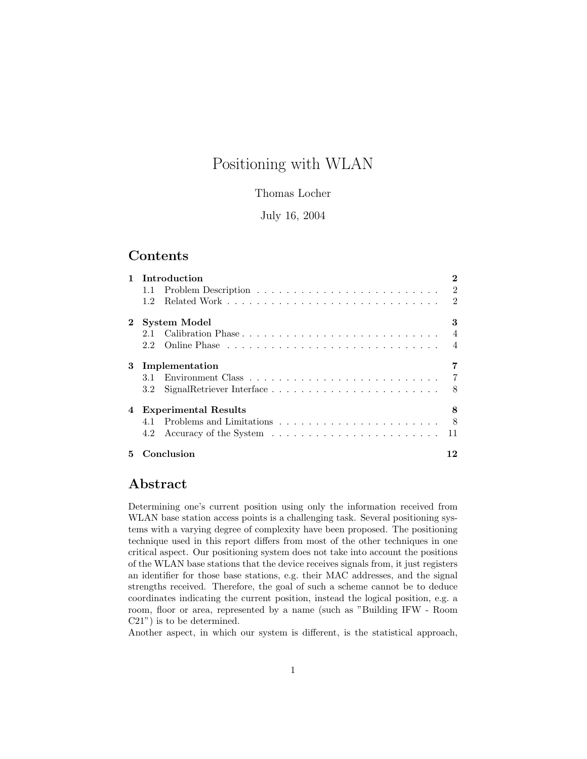# Positioning with WLAN

Thomas Locher

July 16, 2004

## Contents

- **1 Introduction** — 2
  - 1.1 Problem Description — 2
  - 1.2 Related Work — 2
- **2 System Model** — 3
  - 2.1 Calibration Phase — 4
  - 2.2 Online Phase — 4
- **3 Implementation** — 7
  - 3.1 Environment Class — 7
  - 3.2 SignalRetriever Interface — 8
- **4 Experimental Results** — 8
  - 4.1 Problems and Limitations — 8
  - 4.2 Accuracy of the System — 11
- **5 Conclusion** — 12

## Abstract

Determining one's current position using only the information received from WLAN base station access points is a challenging task. Several positioning systems with a varying degree of complexity have been proposed. The positioning technique used in this report differs from most of the other techniques in one critical aspect. Our positioning system does not take into account the positions of the WLAN base stations that the device receives signals from, it just registers an identifier for those base stations, e.g. their MAC addresses, and the signal strengths received. Therefore, the goal of such a scheme cannot be to deduce coordinates indicating the current position, instead the logical position, e.g. a room, floor or area, represented by a name (such as "Building IFW - Room C21") is to be determined.

Another aspect, in which our system is different, is the statistical approach,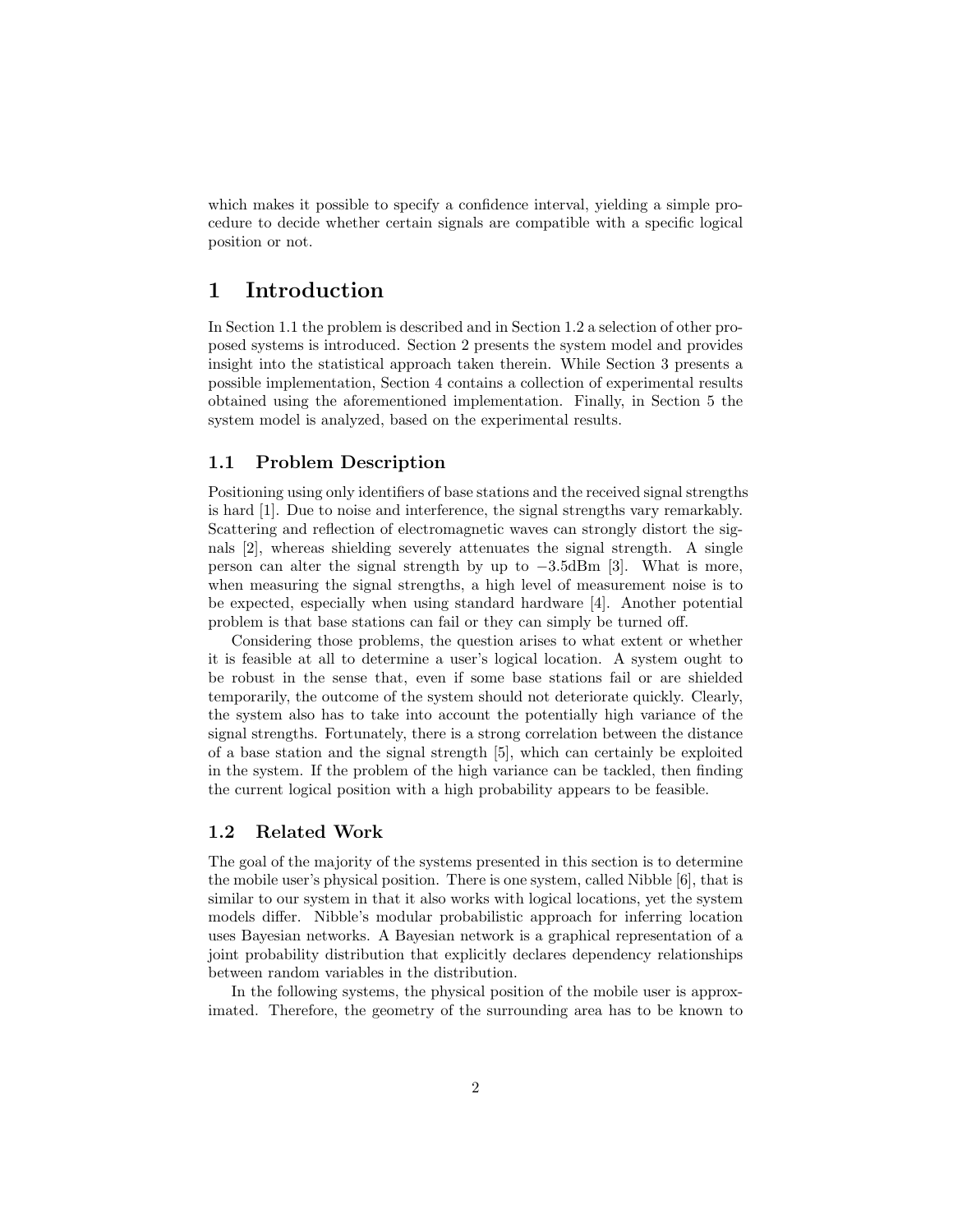which makes it possible to specify a confidence interval, yielding a simple procedure to decide whether certain signals are compatible with a specific logical position or not.

# 1 Introduction

In Section 1.1 the problem is described and in Section 1.2 a selection of other proposed systems is introduced. Section 2 presents the system model and provides insight into the statistical approach taken therein. While Section 3 presents a possible implementation, Section 4 contains a collection of experimental results obtained using the aforementioned implementation. Finally, in Section 5 the system model is analyzed, based on the experimental results.

## 1.1 Problem Description

Positioning using only identifiers of base stations and the received signal strengths is hard [1]. Due to noise and interference, the signal strengths vary remarkably. Scattering and reflection of electromagnetic waves can strongly distort the signals [2], whereas shielding severely attenuates the signal strength. A single person can alter the signal strength by up to $-3.5$dBm [3]. What is more, when measuring the signal strengths, a high level of measurement noise is to be expected, especially when using standard hardware [4]. Another potential problem is that base stations can fail or they can simply be turned off.

Considering those problems, the question arises to what extent or whether it is feasible at all to determine a user's logical location. A system ought to be robust in the sense that, even if some base stations fail or are shielded temporarily, the outcome of the system should not deteriorate quickly. Clearly, the system also has to take into account the potentially high variance of the signal strengths. Fortunately, there is a strong correlation between the distance of a base station and the signal strength [5], which can certainly be exploited in the system. If the problem of the high variance can be tackled, then finding the current logical position with a high probability appears to be feasible.

## 1.2 Related Work

The goal of the majority of the systems presented in this section is to determine the mobile user's physical position. There is one system, called Nibble [6], that is similar to our system in that it also works with logical locations, yet the system models differ. Nibble's modular probabilistic approach for inferring location uses Bayesian networks. A Bayesian network is a graphical representation of a joint probability distribution that explicitly declares dependency relationships between random variables in the distribution.

In the following systems, the physical position of the mobile user is approximated. Therefore, the geometry of the surrounding area has to be known to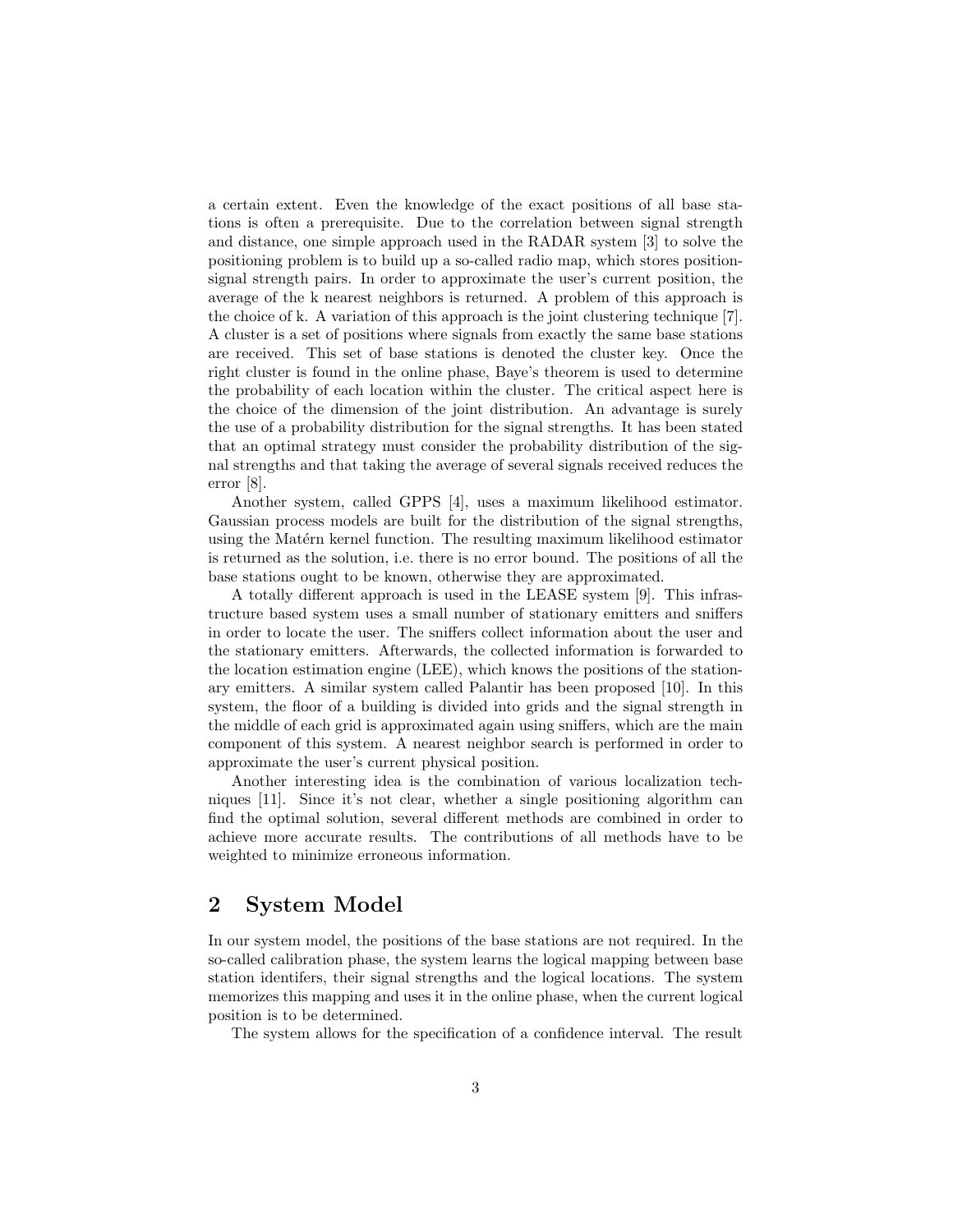a certain extent. Even the knowledge of the exact positions of all base stations is often a prerequisite. Due to the correlation between signal strength and distance, one simple approach used in the RADAR system [3] to solve the positioning problem is to build up a so-called radio map, which stores position-signal strength pairs. In order to approximate the user's current position, the average of the k nearest neighbors is returned. A problem of this approach is the choice of k. A variation of this approach is the joint clustering technique [7]. A cluster is a set of positions where signals from exactly the same base stations are received. This set of base stations is denoted the cluster key. Once the right cluster is found in the online phase, Baye's theorem is used to determine the probability of each location within the cluster. The critical aspect here is the choice of the dimension of the joint distribution. An advantage is surely the use of a probability distribution for the signal strengths. It has been stated that an optimal strategy must consider the probability distribution of the signal strengths and that taking the average of several signals received reduces the error [8].

Another system, called GPPS [4], uses a maximum likelihood estimator. Gaussian process models are built for the distribution of the signal strengths, using the Matérn kernel function. The resulting maximum likelihood estimator is returned as the solution, i.e. there is no error bound. The positions of all the base stations ought to be known, otherwise they are approximated.

A totally different approach is used in the LEASE system [9]. This infrastructure based system uses a small number of stationary emitters and sniffers in order to locate the user. The sniffers collect information about the user and the stationary emitters. Afterwards, the collected information is forwarded to the location estimation engine (LEE), which knows the positions of the stationary emitters. A similar system called Palantir has been proposed [10]. In this system, the floor of a building is divided into grids and the signal strength in the middle of each grid is approximated again using sniffers, which are the main component of this system. A nearest neighbor search is performed in order to approximate the user's current physical position.

Another interesting idea is the combination of various localization techniques [11]. Since it's not clear, whether a single positioning algorithm can find the optimal solution, several different methods are combined in order to achieve more accurate results. The contributions of all methods have to be weighted to minimize erroneous information.

## 2 System Model

In our system model, the positions of the base stations are not required. In the so-called calibration phase, the system learns the logical mapping between base station identifers, their signal strengths and the logical locations. The system memorizes this mapping and uses it in the online phase, when the current logical position is to be determined.

The system allows for the specification of a confidence interval. The result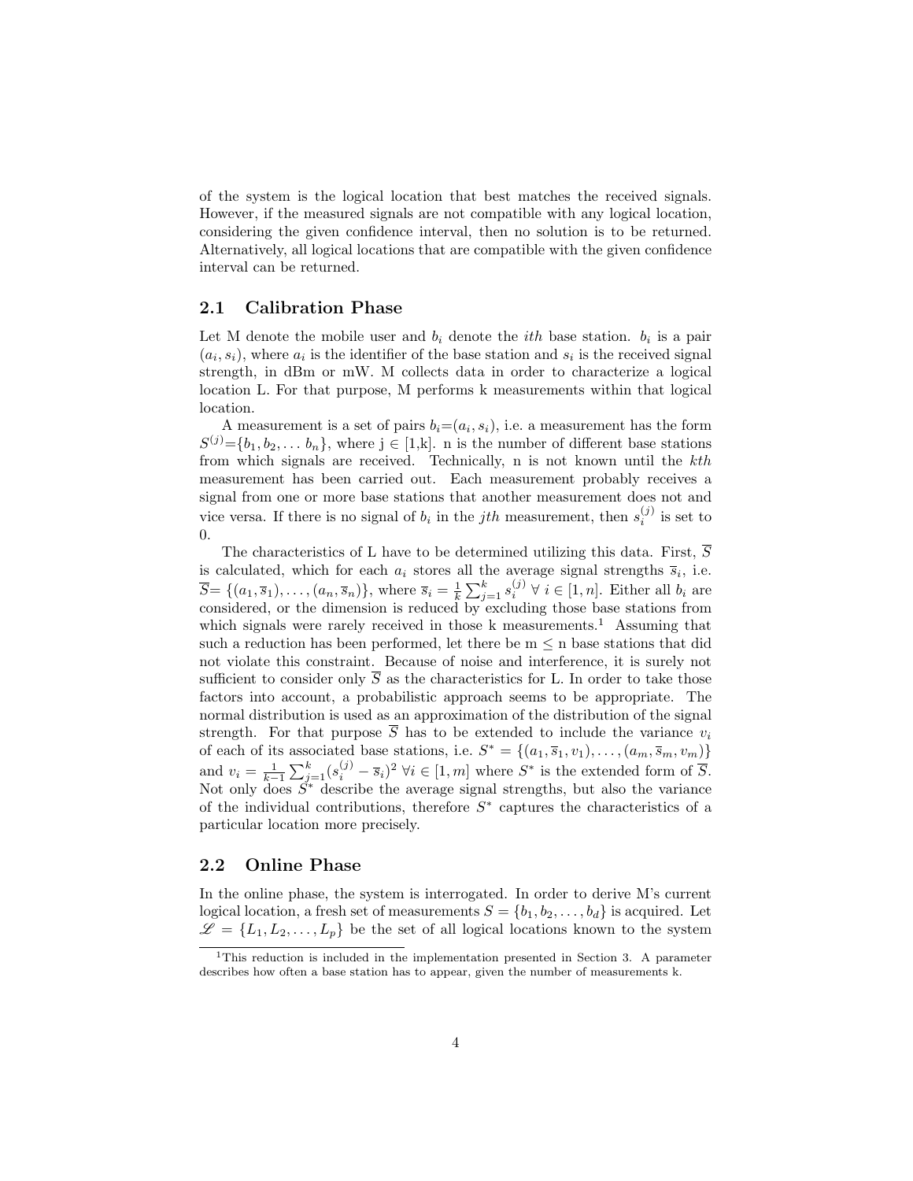of the system is the logical location that best matches the received signals. However, if the measured signals are not compatible with any logical location, considering the given confidence interval, then no solution is to be returned. Alternatively, all logical locations that are compatible with the given confidence interval can be returned.

## 2.1 Calibration Phase

Let M denote the mobile user and $b_i$ denote the *ith* base station. $b_i$ is a pair $(a_i, s_i)$, where $a_i$ is the identifier of the base station and $s_i$ is the received signal strength, in dBm or mW. M collects data in order to characterize a logical location L. For that purpose, M performs k measurements within that logical location.

A measurement is a set of pairs $b_i$=$(a_i, s_i)$, i.e. a measurement has the form $S^{(j)}$=$\{b_1, b_2, \ldots b_n\}$, where j $\in$ [1,k]. n is the number of different base stations from which signals are received. Technically, n is not known until the *kth* measurement has been carried out. Each measurement probably receives a signal from one or more base stations that another measurement does not and vice versa. If there is no signal of $b_i$ in the *jth* measurement, then $s_i^{(j)}$ is set to 0.

The characteristics of L have to be determined utilizing this data. First, $\overline{S}$ is calculated, which for each $a_i$ stores all the average signal strengths $\overline{s}_i$, i.e. $\overline{S}$= $\{(a_1, \overline{s}_1), \ldots, (a_n, \overline{s}_n)\}$, where $\overline{s}_i = \frac{1}{k}\sum_{j=1}^{k} s_i^{(j)}\ \forall\ i \in [1, n]$. Either all $b_i$ are considered, or the dimension is reduced by excluding those base stations from which signals were rarely received in those k measurements.[1] Assuming that such a reduction has been performed, let there be m $\leq$ n base stations that did not violate this constraint. Because of noise and interference, it is surely not sufficient to consider only $\overline{S}$ as the characteristics for L. In order to take those factors into account, a probabilistic approach seems to be appropriate. The normal distribution is used as an approximation of the distribution of the signal strength. For that purpose $\overline{S}$ has to be extended to include the variance $v_i$ of each of its associated base stations, i.e. $S^* = \{(a_1, \overline{s}_1, v_1), \ldots, (a_m, \overline{s}_m, v_m)\}$ and $v_i = \frac{1}{k-1}\sum_{j=1}^{k}(s_i^{(j)} - \overline{s}_i)^2\ \forall i \in [1, m]$ where $S^*$ is the extended form of $\overline{S}$. Not only does $S^*$ describe the average signal strengths, but also the variance of the individual contributions, therefore $S^*$ captures the characteristics of a particular location more precisely.

## 2.2 Online Phase

In the online phase, the system is interrogated. In order to derive M's current logical location, a fresh set of measurements $S = \{b_1, b_2, \ldots, b_d\}$ is acquired. Let $\mathscr{L} = \{L_1, L_2, \ldots, L_p\}$ be the set of all logical locations known to the system

[1] This reduction is included in the implementation presented in Section 3. A parameter describes how often a base station has to appear, given the number of measurements k.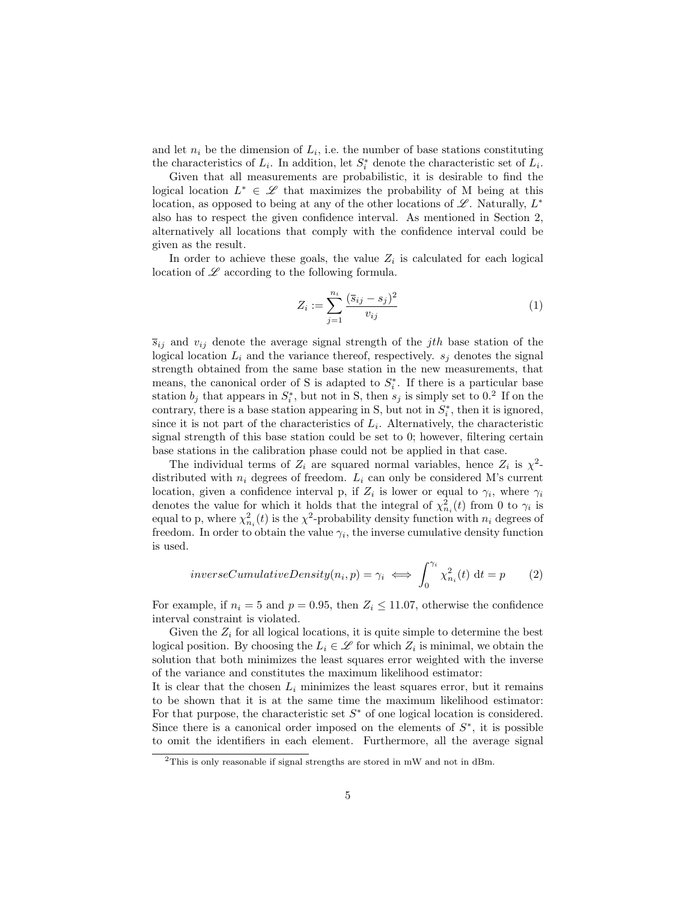and let $n_i$ be the dimension of $L_i$, i.e. the number of base stations constituting the characteristics of $L_i$. In addition, let $S_i^*$ denote the characteristic set of $L_i$.

Given that all measurements are probabilistic, it is desirable to find the logical location $L^* \in \mathscr{L}$ that maximizes the probability of M being at this location, as opposed to being at any of the other locations of $\mathscr{L}$. Naturally, $L^*$ also has to respect the given confidence interval. As mentioned in Section 2, alternatively all locations that comply with the confidence interval could be given as the result.

In order to achieve these goals, the value $Z_i$ is calculated for each logical location of $\mathscr{L}$ according to the following formula.

$$Z_i := \sum_{j=1}^{n_i} \frac{(\overline{s}_{ij} - s_j)^2}{v_{ij}} \tag{1}$$

$\overline{s}_{ij}$ and $v_{ij}$ denote the average signal strength of the $jth$ base station of the logical location $L_i$ and the variance thereof, respectively. $s_j$ denotes the signal strength obtained from the same base station in the new measurements, that means, the canonical order of S is adapted to $S_i^*$. If there is a particular base station $b_j$ that appears in $S_i^*$, but not in S, then $s_j$ is simply set to 0.[2] If on the contrary, there is a base station appearing in S, but not in $S_i^*$, then it is ignored, since it is not part of the characteristics of $L_i$. Alternatively, the characteristic signal strength of this base station could be set to 0; however, filtering certain base stations in the calibration phase could not be applied in that case.

The individual terms of $Z_i$ are squared normal variables, hence $Z_i$ is $\chi^2$-distributed with $n_i$ degrees of freedom. $L_i$ can only be considered M's current location, given a confidence interval p, if $Z_i$ is lower or equal to $\gamma_i$, where $\gamma_i$ denotes the value for which it holds that the integral of $\chi^2_{n_i}(t)$ from 0 to $\gamma_i$ is equal to p, where $\chi^2_{n_i}(t)$ is the $\chi^2$-probability density function with $n_i$ degrees of freedom. In order to obtain the value $\gamma_i$, the inverse cumulative density function is used.

$$inverseCumulativeDensity(n_i, p) = \gamma_i \iff \int_0^{\gamma_i} \chi^2_{n_i}(t)\ \mathrm{d}t = p \tag{2}$$

For example, if $n_i = 5$ and $p = 0.95$, then $Z_i \leq 11.07$, otherwise the confidence interval constraint is violated.

Given the $Z_i$ for all logical locations, it is quite simple to determine the best logical position. By choosing the $L_i \in \mathscr{L}$ for which $Z_i$ is minimal, we obtain the solution that both minimizes the least squares error weighted with the inverse of the variance and constitutes the maximum likelihood estimator:
It is clear that the chosen $L_i$ minimizes the least squares error, but it remains to be shown that it is at the same time the maximum likelihood estimator: For that purpose, the characteristic set $S^*$ of one logical location is considered. Since there is a canonical order imposed on the elements of $S^*$, it is possible to omit the identifiers in each element. Furthermore, all the average signal

[2] This is only reasonable if signal strengths are stored in mW and not in dBm.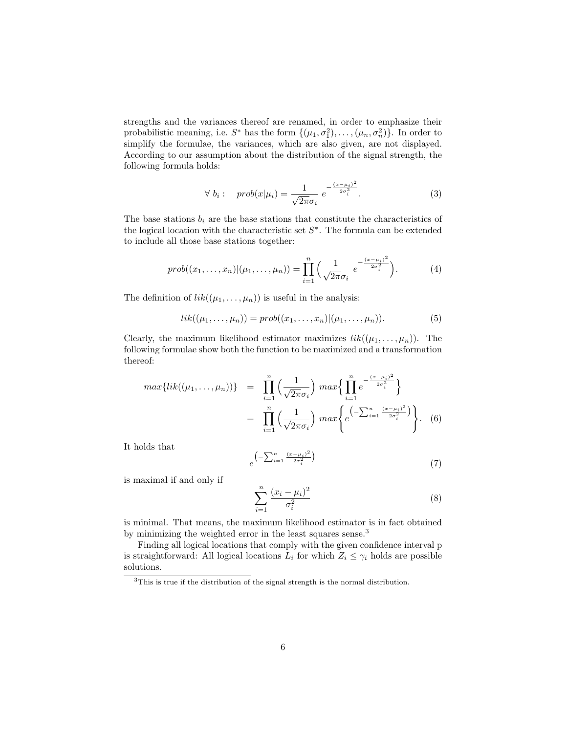strengths and the variances thereof are renamed, in order to emphasize their probabilistic meaning, i.e. $S^*$ has the form $\{(\mu_1, \sigma_1^2), \dots, (\mu_n, \sigma_n^2)\}$. In order to simplify the formulae, the variances, which are also given, are not displayed. According to our assumption about the distribution of the signal strength, the following formula holds:

$$\forall \ b_i : \quad prob(x|\mu_i) = \frac{1}{\sqrt{2\pi}\sigma_i} \ e^{-\frac{(x-\mu_i)^2}{2\sigma_i^2}}. \tag{3}$$

The base stations $b_i$ are the base stations that constitute the characteristics of the logical location with the characteristic set $S^*$. The formula can be extended to include all those base stations together:

$$prob((x_1, \dots, x_n)|(\mu_1, \dots, \mu_n)) = \prod_{i=1}^{n} \Big( \frac{1}{\sqrt{2\pi}\sigma_i} \ e^{-\frac{(x-\mu_i)^2}{2\sigma_i^2}} \Big). \tag{4}$$

The definition of $lik((\mu_1, \dots, \mu_n))$ is useful in the analysis:

$$lik((\mu_1, \dots, \mu_n)) = prob((x_1, \dots, x_n)|(\mu_1, \dots, \mu_n)). \tag{5}$$

Clearly, the maximum likelihood estimator maximizes $lik((\mu_1, \dots, \mu_n))$. The following formulae show both the function to be maximized and a transformation thereof:

$$\begin{aligned} max\{lik((\mu_1, \dots, \mu_n))\} &= \prod_{i=1}^{n} \Big( \frac{1}{\sqrt{2\pi}\sigma_i} \Big) \ max\Big\{ \prod_{i=1}^{n} e^{-\frac{(x-\mu_i)^2}{2\sigma_i^2}} \Big\} \\ &= \prod_{i=1}^{n} \Big( \frac{1}{\sqrt{2\pi}\sigma_i} \Big) \ max\Bigg\{ e^{\left(-\sum_{i=1}^{n} \frac{(x-\mu_i)^2}{2\sigma_i^2}\right)} \Bigg\}. \end{aligned} \tag{6}$$

It holds that

$$e^{\left(-\sum_{i=1}^{n} \frac{(x-\mu_i)^2}{2\sigma_i^2}\right)} \tag{7}$$

is maximal if and only if

$$\sum_{i=1}^{n} \frac{(x_i - \mu_i)^2}{\sigma_i^2} \tag{8}$$

is minimal. That means, the maximum likelihood estimator is in fact obtained by minimizing the weighted error in the least squares sense.[3]

Finding all logical locations that comply with the given confidence interval p is straightforward: All logical locations $L_i$ for which $Z_i \leq \gamma_i$ holds are possible solutions.

[3] This is true if the distribution of the signal strength is the normal distribution.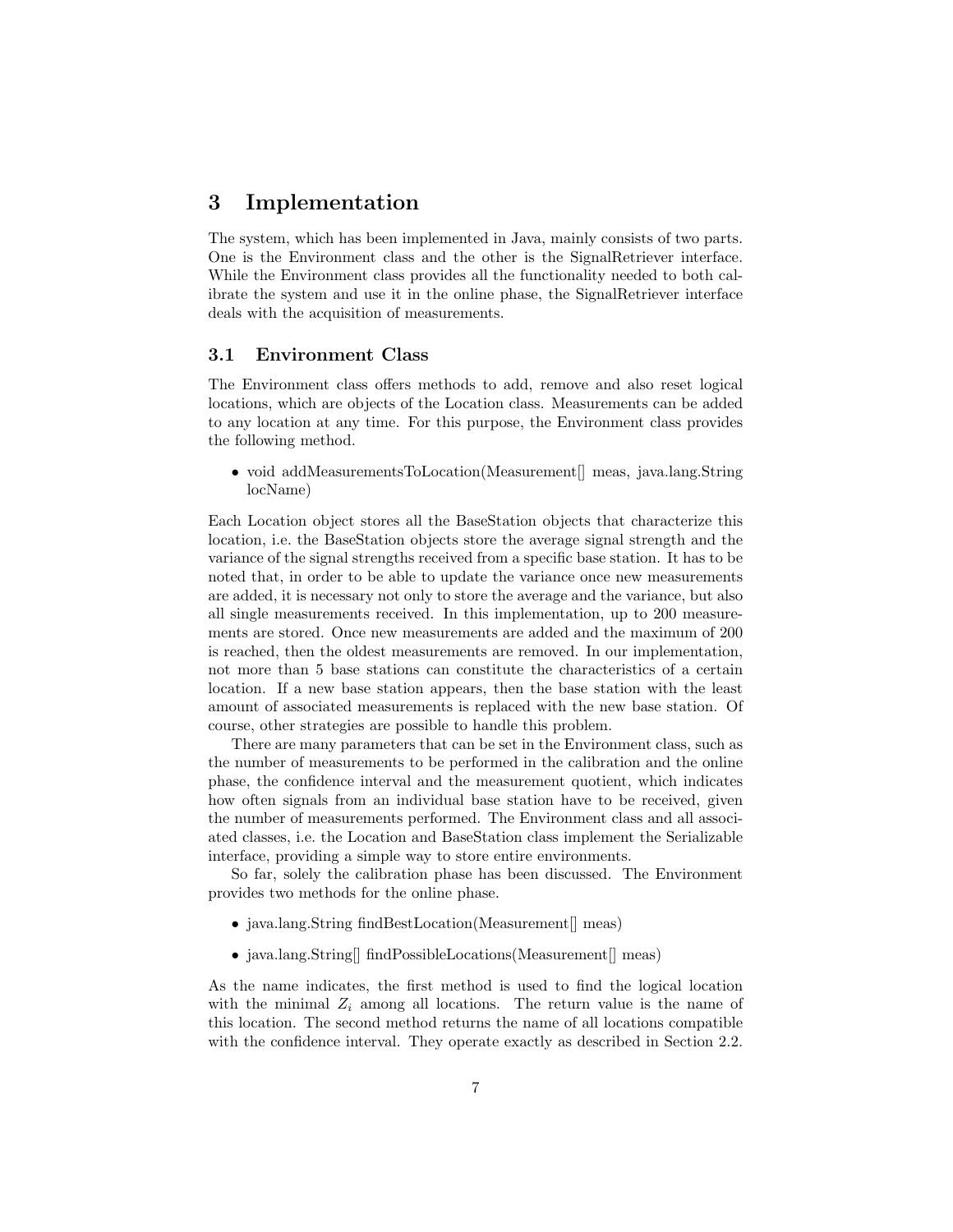# 3 Implementation

The system, which has been implemented in Java, mainly consists of two parts. One is the Environment class and the other is the SignalRetriever interface. While the Environment class provides all the functionality needed to both calibrate the system and use it in the online phase, the SignalRetriever interface deals with the acquisition of measurements.

## 3.1 Environment Class

The Environment class offers methods to add, remove and also reset logical locations, which are objects of the Location class. Measurements can be added to any location at any time. For this purpose, the Environment class provides the following method.

- void addMeasurementsToLocation(Measurement[] meas, java.lang.String locName)

Each Location object stores all the BaseStation objects that characterize this location, i.e. the BaseStation objects store the average signal strength and the variance of the signal strengths received from a specific base station. It has to be noted that, in order to be able to update the variance once new measurements are added, it is necessary not only to store the average and the variance, but also all single measurements received. In this implementation, up to 200 measurements are stored. Once new measurements are added and the maximum of 200 is reached, then the oldest measurements are removed. In our implementation, not more than 5 base stations can constitute the characteristics of a certain location. If a new base station appears, then the base station with the least amount of associated measurements is replaced with the new base station. Of course, other strategies are possible to handle this problem.

There are many parameters that can be set in the Environment class, such as the number of measurements to be performed in the calibration and the online phase, the confidence interval and the measurement quotient, which indicates how often signals from an individual base station have to be received, given the number of measurements performed. The Environment class and all associated classes, i.e. the Location and BaseStation class implement the Serializable interface, providing a simple way to store entire environments.

So far, solely the calibration phase has been discussed. The Environment provides two methods for the online phase.

- java.lang.String findBestLocation(Measurement[] meas)
- java.lang.String[] findPossibleLocations(Measurement[] meas)

As the name indicates, the first method is used to find the logical location with the minimal $Z_i$ among all locations. The return value is the name of this location. The second method returns the name of all locations compatible with the confidence interval. They operate exactly as described in Section 2.2.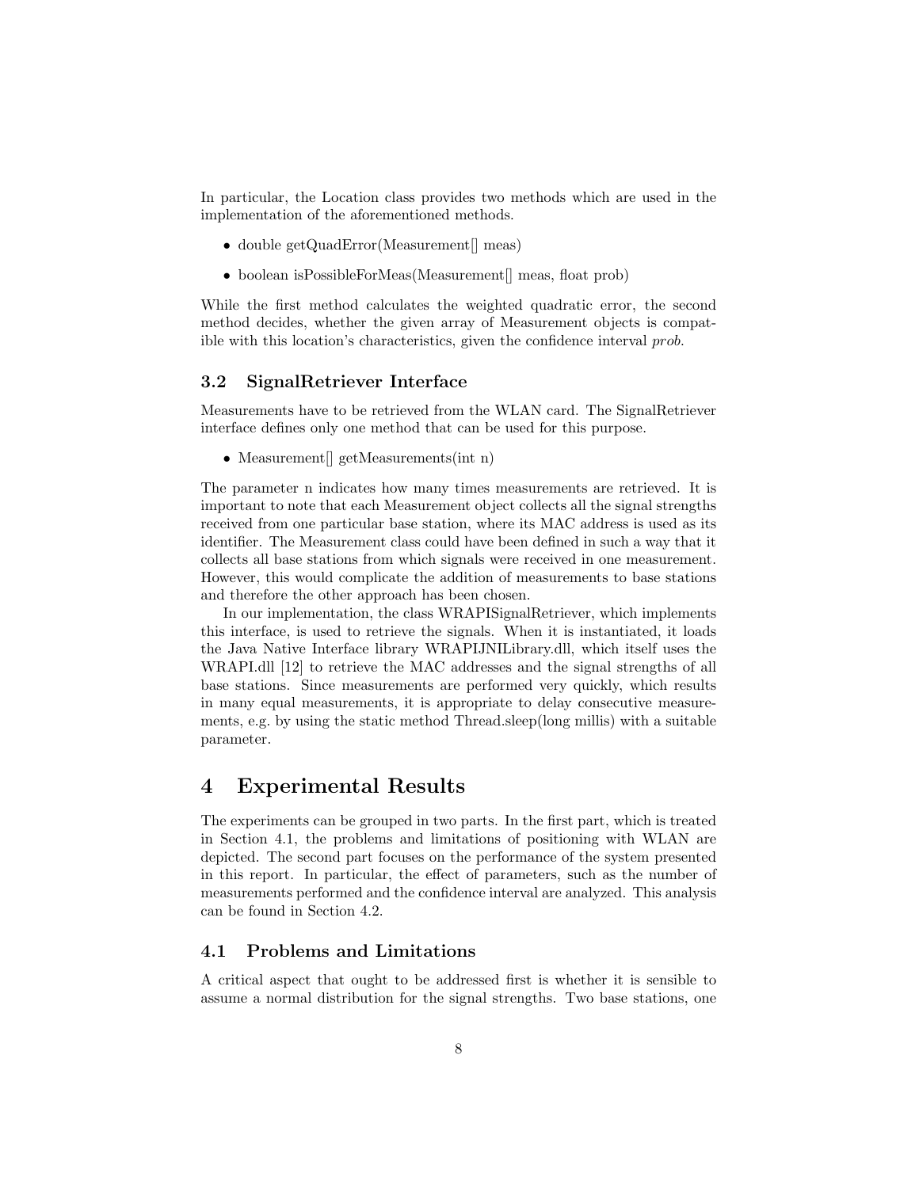In particular, the Location class provides two methods which are used in the implementation of the aforementioned methods.

- double getQuadError(Measurement[] meas)
- boolean isPossibleForMeas(Measurement[] meas, float prob)

While the first method calculates the weighted quadratic error, the second method decides, whether the given array of Measurement objects is compatible with this location's characteristics, given the confidence interval *prob*.

### 3.2 SignalRetriever Interface

Measurements have to be retrieved from the WLAN card. The SignalRetriever interface defines only one method that can be used for this purpose.

- Measurement[] getMeasurements(int n)

The parameter n indicates how many times measurements are retrieved. It is important to note that each Measurement object collects all the signal strengths received from one particular base station, where its MAC address is used as its identifier. The Measurement class could have been defined in such a way that it collects all base stations from which signals were received in one measurement. However, this would complicate the addition of measurements to base stations and therefore the other approach has been chosen.

In our implementation, the class WRAPISignalRetriever, which implements this interface, is used to retrieve the signals. When it is instantiated, it loads the Java Native Interface library WRAPIJNILibrary.dll, which itself uses the WRAPI.dll [12] to retrieve the MAC addresses and the signal strengths of all base stations. Since measurements are performed very quickly, which results in many equal measurements, it is appropriate to delay consecutive measurements, e.g. by using the static method Thread.sleep(long millis) with a suitable parameter.

## 4 Experimental Results

The experiments can be grouped in two parts. In the first part, which is treated in Section 4.1, the problems and limitations of positioning with WLAN are depicted. The second part focuses on the performance of the system presented in this report. In particular, the effect of parameters, such as the number of measurements performed and the confidence interval are analyzed. This analysis can be found in Section 4.2.

### 4.1 Problems and Limitations

A critical aspect that ought to be addressed first is whether it is sensible to assume a normal distribution for the signal strengths. Two base stations, one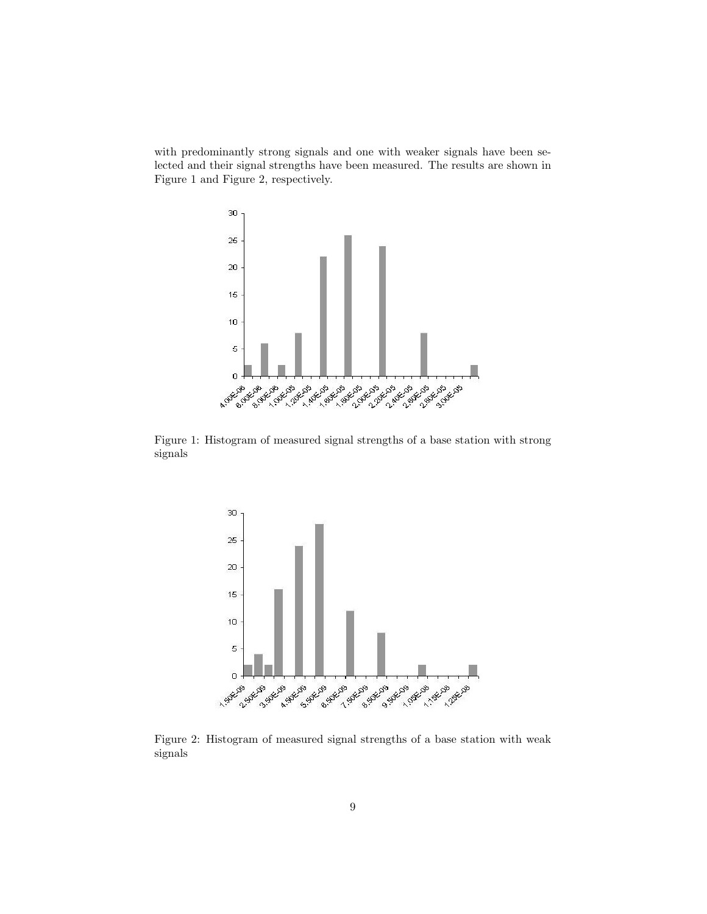with predominantly strong signals and one with weaker signals have been selected and their signal strengths have been measured. The results are shown in Figure 1 and Figure 2, respectively.

30
25
20
15
10
5
0

4.00E-06 6.00E-06 8.00E-06 1.00E-05 1.20E-05 1.40E-05 1.60E-05 1.80E-05 2.00E-05 2.20E-05 2.40E-05 2.60E-05 2.80E-05 3.00E-05

Figure 1: Histogram of measured signal strengths of a base station with strong signals

30
25
20
15
10
5
0

1.50E-09 2.50E-09 3.50E-09 4.50E-09 5.50E-09 6.50E-09 7.50E-09 8.50E-09 9.50E-09 1.05E-08 1.15E-08 1.25E-08

Figure 2: Histogram of measured signal strengths of a base station with weak signals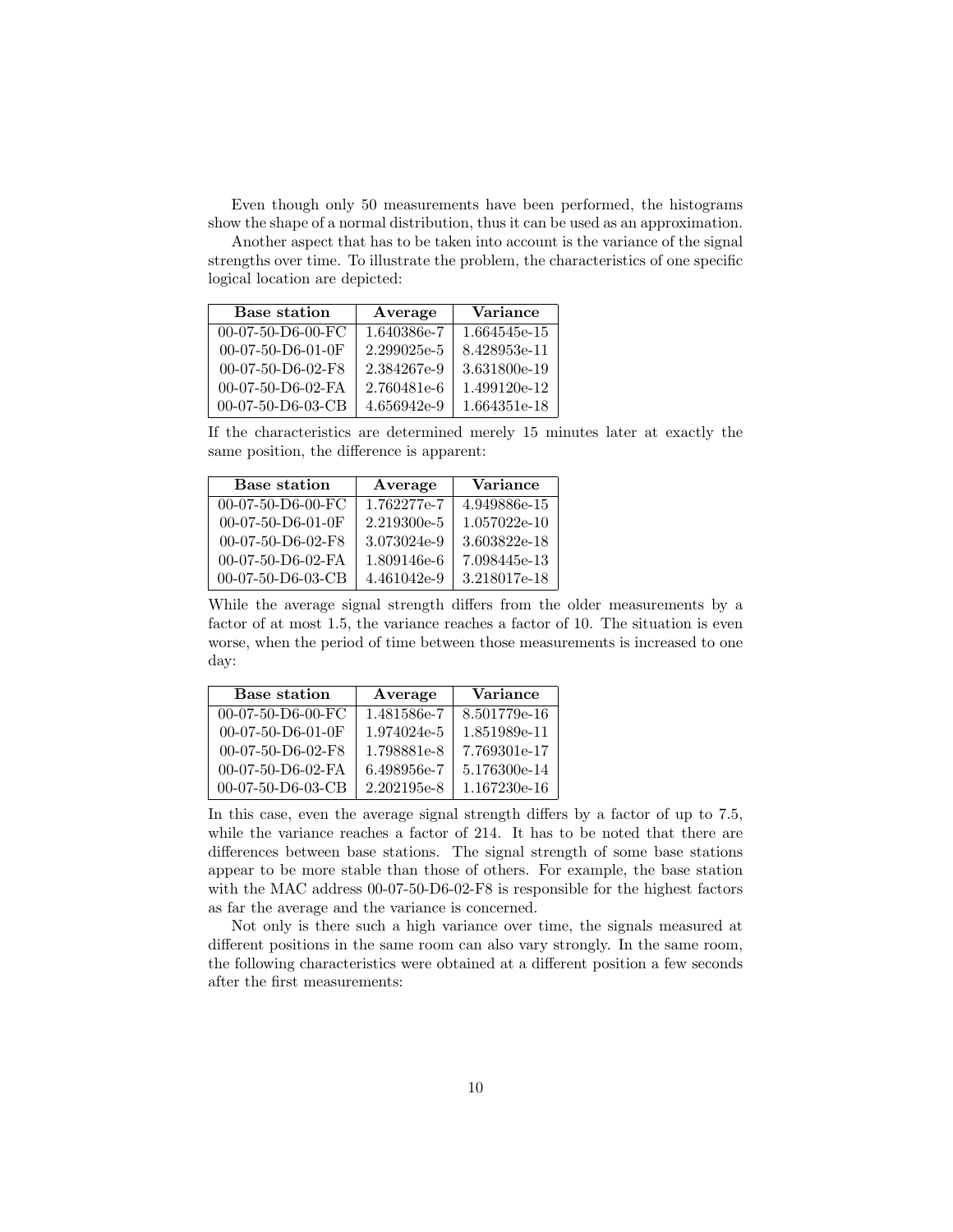Even though only 50 measurements have been performed, the histograms show the shape of a normal distribution, thus it can be used as an approximation.

Another aspect that has to be taken into account is the variance of the signal strengths over time. To illustrate the problem, the characteristics of one specific logical location are depicted:

| Base station | Average | Variance |
|---|---|---|
| 00-07-50-D6-00-FC | 1.640386e-7 | 1.664545e-15 |
| 00-07-50-D6-01-0F | 2.299025e-5 | 8.428953e-11 |
| 00-07-50-D6-02-F8 | 2.384267e-9 | 3.631800e-19 |
| 00-07-50-D6-02-FA | 2.760481e-6 | 1.499120e-12 |
| 00-07-50-D6-03-CB | 4.656942e-9 | 1.664351e-18 |

If the characteristics are determined merely 15 minutes later at exactly the same position, the difference is apparent:

| Base station | Average | Variance |
|---|---|---|
| 00-07-50-D6-00-FC | 1.762277e-7 | 4.949886e-15 |
| 00-07-50-D6-01-0F | 2.219300e-5 | 1.057022e-10 |
| 00-07-50-D6-02-F8 | 3.073024e-9 | 3.603822e-18 |
| 00-07-50-D6-02-FA | 1.809146e-6 | 7.098445e-13 |
| 00-07-50-D6-03-CB | 4.461042e-9 | 3.218017e-18 |

While the average signal strength differs from the older measurements by a factor of at most 1.5, the variance reaches a factor of 10. The situation is even worse, when the period of time between those measurements is increased to one day:

| Base station | Average | Variance |
|---|---|---|
| 00-07-50-D6-00-FC | 1.481586e-7 | 8.501779e-16 |
| 00-07-50-D6-01-0F | 1.974024e-5 | 1.851989e-11 |
| 00-07-50-D6-02-F8 | 1.798881e-8 | 7.769301e-17 |
| 00-07-50-D6-02-FA | 6.498956e-7 | 5.176300e-14 |
| 00-07-50-D6-03-CB | 2.202195e-8 | 1.167230e-16 |

In this case, even the average signal strength differs by a factor of up to 7.5, while the variance reaches a factor of 214. It has to be noted that there are differences between base stations. The signal strength of some base stations appear to be more stable than those of others. For example, the base station with the MAC address 00-07-50-D6-02-F8 is responsible for the highest factors as far the average and the variance is concerned.

Not only is there such a high variance over time, the signals measured at different positions in the same room can also vary strongly. In the same room, the following characteristics were obtained at a different position a few seconds after the first measurements: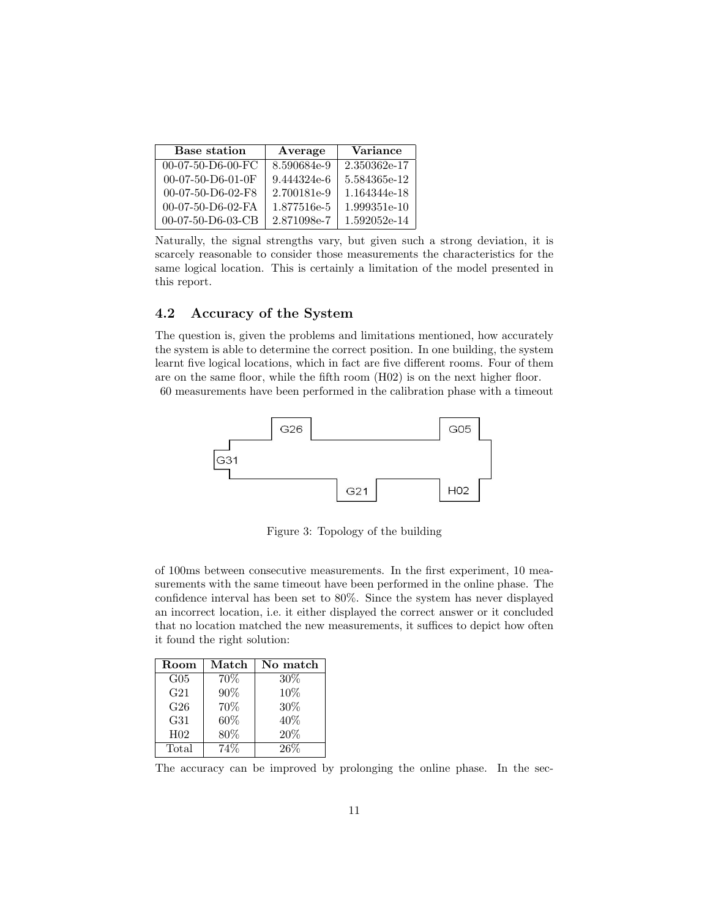| Base station | Average | Variance |
|---|---|---|
| 00-07-50-D6-00-FC | 8.590684e-9 | 2.350362e-17 |
| 00-07-50-D6-01-0F | 9.444324e-6 | 5.584365e-12 |
| 00-07-50-D6-02-F8 | 2.700181e-9 | 1.164344e-18 |
| 00-07-50-D6-02-FA | 1.877516e-5 | 1.999351e-10 |
| 00-07-50-D6-03-CB | 2.871098e-7 | 1.592052e-14 |

Naturally, the signal strengths vary, but given such a strong deviation, it is scarcely reasonable to consider those measurements the characteristics for the same logical location. This is certainly a limitation of the model presented in this report.

### 4.2 Accuracy of the System

The question is, given the problems and limitations mentioned, how accurately the system is able to determine the correct position. In one building, the system learnt five logical locations, which in fact are five different rooms. Four of them are on the same floor, while the fifth room (H02) is on the next higher floor.
60 measurements have been performed in the calibration phase with a timeout

G26
G05
G31
G21
H02

Figure 3: Topology of the building

of 100ms between consecutive measurements. In the first experiment, 10 measurements with the same timeout have been performed in the online phase. The confidence interval has been set to 80%. Since the system has never displayed an incorrect location, i.e. it either displayed the correct answer or it concluded that no location matched the new measurements, it suffices to depict how often it found the right solution:

| Room | Match | No match |
|---|---|---|
| G05 | 70% | 30% |
| G21 | 90% | 10% |
| G26 | 70% | 30% |
| G31 | 60% | 40% |
| H02 | 80% | 20% |
| Total | 74% | 26% |

The accuracy can be improved by prolonging the online phase. In the sec-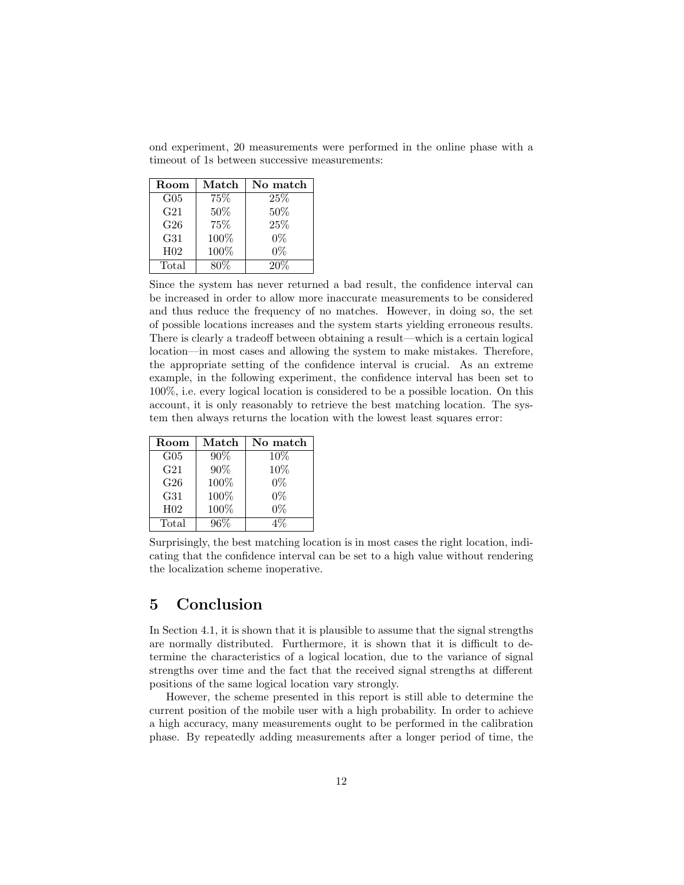ond experiment, 20 measurements were performed in the online phase with a timeout of 1s between successive measurements:

| **Room** | **Match** | **No match** |
|---|---|---|
| G05 | 75% | 25% |
| G21 | 50% | 50% |
| G26 | 75% | 25% |
| G31 | 100% | 0% |
| H02 | 100% | 0% |
| Total | 80% | 20% |

Since the system has never returned a bad result, the confidence interval can be increased in order to allow more inaccurate measurements to be considered and thus reduce the frequency of no matches. However, in doing so, the set of possible locations increases and the system starts yielding erroneous results. There is clearly a tradeoff between obtaining a result—which is a certain logical location—in most cases and allowing the system to make mistakes. Therefore, the appropriate setting of the confidence interval is crucial. As an extreme example, in the following experiment, the confidence interval has been set to 100%, i.e. every logical location is considered to be a possible location. On this account, it is only reasonably to retrieve the best matching location. The system then always returns the location with the lowest least squares error:

| **Room** | **Match** | **No match** |
|---|---|---|
| G05 | 90% | 10% |
| G21 | 90% | 10% |
| G26 | 100% | 0% |
| G31 | 100% | 0% |
| H02 | 100% | 0% |
| Total | 96% | 4% |

Surprisingly, the best matching location is in most cases the right location, indicating that the confidence interval can be set to a high value without rendering the localization scheme inoperative.

# 5 Conclusion

In Section 4.1, it is shown that it is plausible to assume that the signal strengths are normally distributed. Furthermore, it is shown that it is difficult to determine the characteristics of a logical location, due to the variance of signal strengths over time and the fact that the received signal strengths at different positions of the same logical location vary strongly.

However, the scheme presented in this report is still able to determine the current position of the mobile user with a high probability. In order to achieve a high accuracy, many measurements ought to be performed in the calibration phase. By repeatedly adding measurements after a longer period of time, the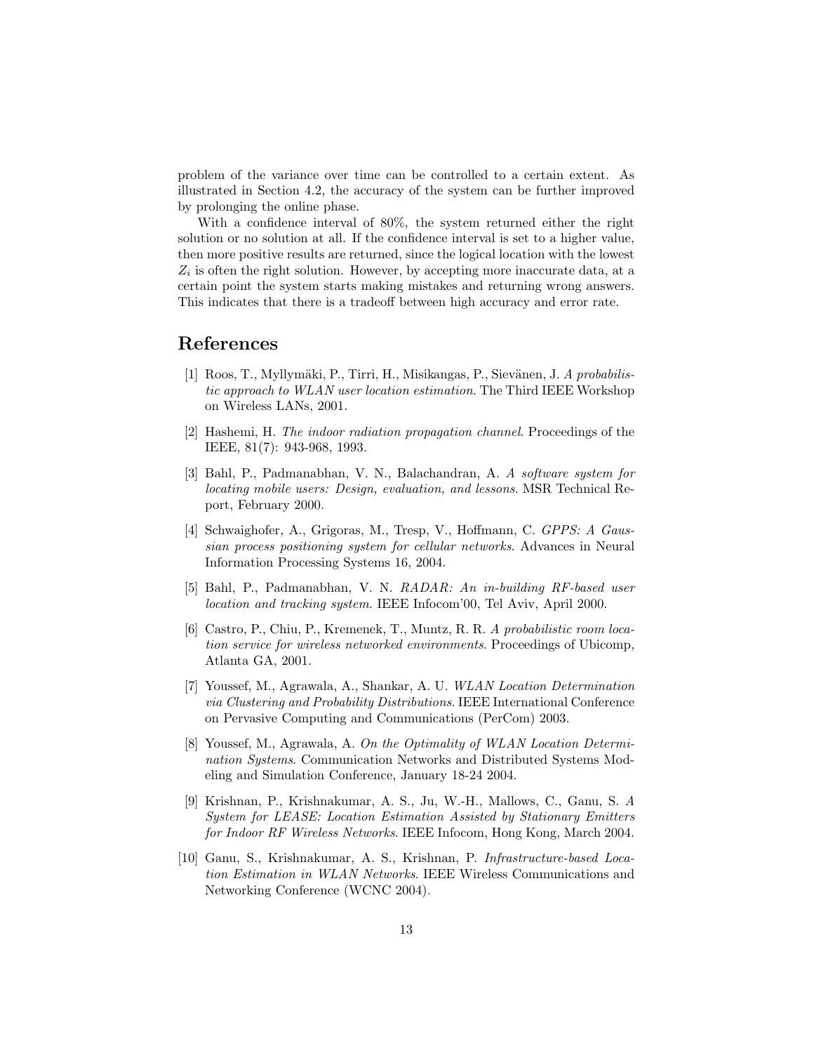problem of the variance over time can be controlled to a certain extent. As illustrated in Section 4.2, the accuracy of the system can be further improved by prolonging the online phase.

With a confidence interval of 80%, the system returned either the right solution or no solution at all. If the confidence interval is set to a higher value, then more positive results are returned, since the logical location with the lowest $Z_i$ is often the right solution. However, by accepting more inaccurate data, at a certain point the system starts making mistakes and returning wrong answers. This indicates that there is a tradeoff between high accuracy and error rate.

# References

[1] Roos, T., Myllymäki, P., Tirri, H., Misikangas, P., Sievänen, J. *A probabilistic approach to WLAN user location estimation*. The Third IEEE Workshop on Wireless LANs, 2001.

[2] Hashemi, H. *The indoor radiation propagation channel*. Proceedings of the IEEE, 81(7): 943-968, 1993.

[3] Bahl, P., Padmanabhan, V. N., Balachandran, A. *A software system for locating mobile users: Design, evaluation, and lessons*. MSR Technical Report, February 2000.

[4] Schwaighofer, A., Grigoras, M., Tresp, V., Hoffmann, C. *GPPS: A Gaussian process positioning system for cellular networks*. Advances in Neural Information Processing Systems 16, 2004.

[5] Bahl, P., Padmanabhan, V. N. *RADAR: An in-building RF-based user location and tracking system*. IEEE Infocom'00, Tel Aviv, April 2000.

[6] Castro, P., Chiu, P., Kremenek, T., Muntz, R. R. *A probabilistic room location service for wireless networked environments*. Proceedings of Ubicomp, Atlanta GA, 2001.

[7] Youssef, M., Agrawala, A., Shankar, A. U. *WLAN Location Determination via Clustering and Probability Distributions*. IEEE International Conference on Pervasive Computing and Communications (PerCom) 2003.

[8] Youssef, M., Agrawala, A. *On the Optimality of WLAN Location Determination Systems*. Communication Networks and Distributed Systems Modeling and Simulation Conference, January 18-24 2004.

[9] Krishnan, P., Krishnakumar, A. S., Ju, W.-H., Mallows, C., Ganu, S. *A System for LEASE: Location Estimation Assisted by Stationary Emitters for Indoor RF Wireless Networks*. IEEE Infocom, Hong Kong, March 2004.

[10] Ganu, S., Krishnakumar, A. S., Krishnan, P. *Infrastructure-based Location Estimation in WLAN Networks*. IEEE Wireless Communications and Networking Conference (WCNC 2004).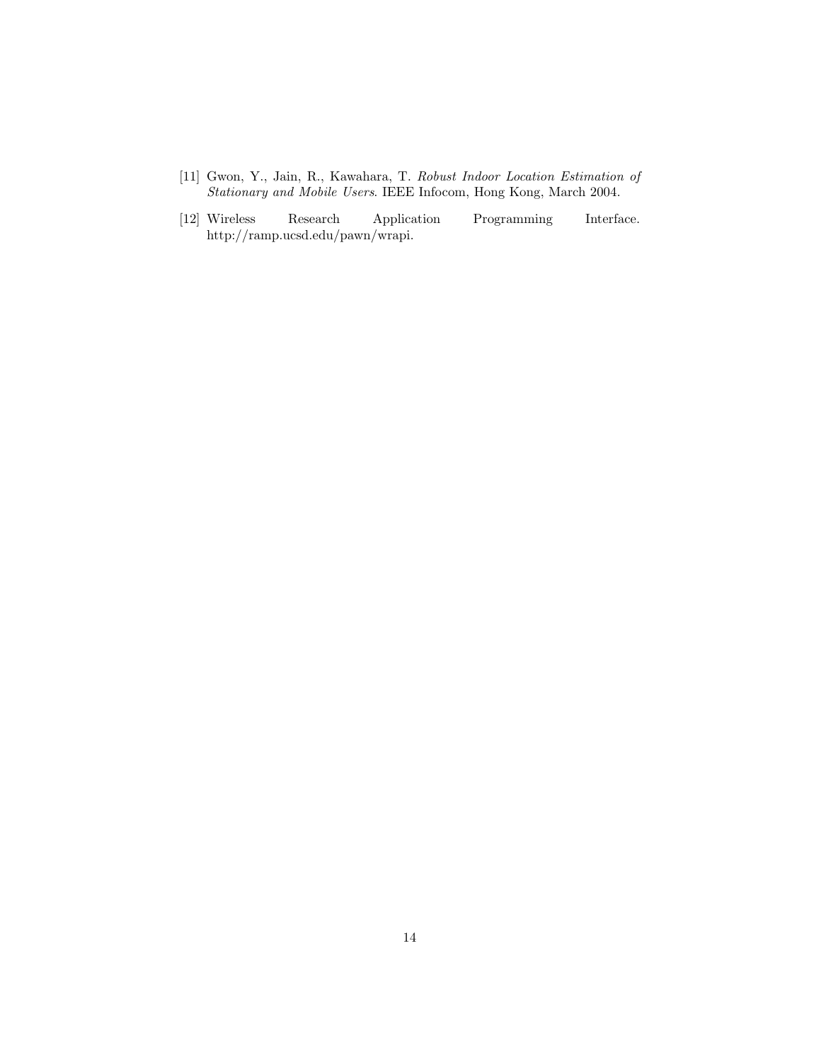[11] Gwon, Y., Jain, R., Kawahara, T. *Robust Indoor Location Estimation of Stationary and Mobile Users*. IEEE Infocom, Hong Kong, March 2004.

[12] Wireless Research Application Programming Interface. http://ramp.ucsd.edu/pawn/wrapi.